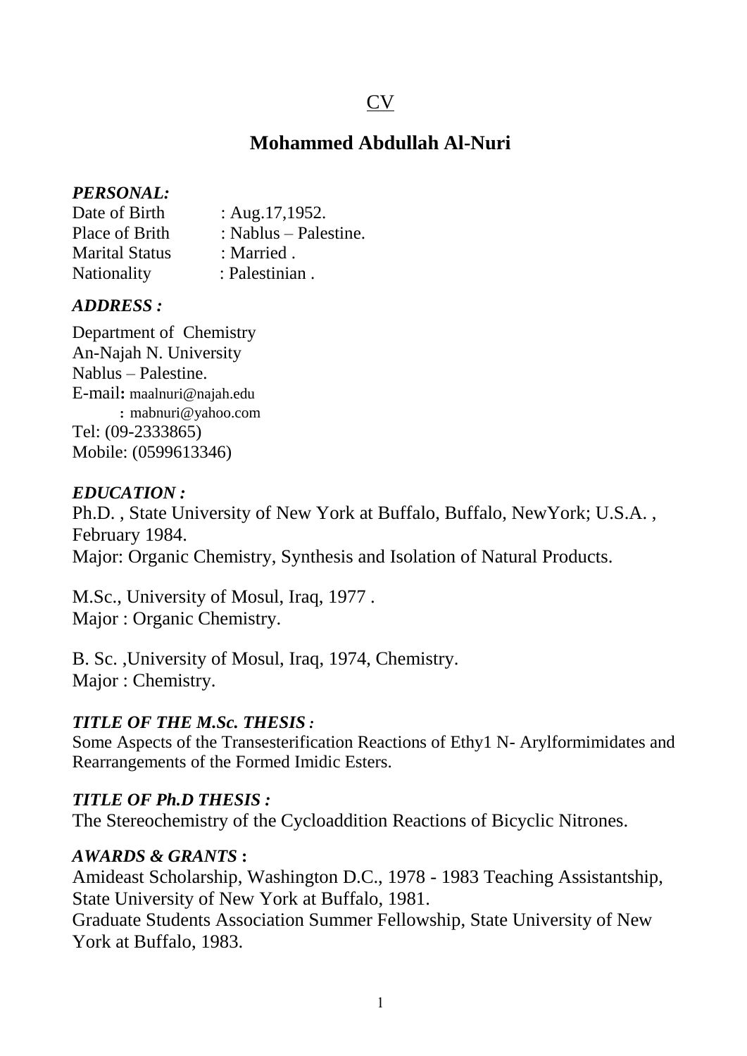# CV

## Mohammed Abdullah Al-Nuri

***PERSONAL:***

Date of Birth : Aug.17,1952.
Place of Brith : Nablus – Palestine.
Marital Status : Married .
Nationality : Palestinian .

***ADDRESS :***

Department of Chemistry
An-Najah N. University
Nablus – Palestine.
E-mail**:** maalnuri@najah.edu
**:** mabnuri@yahoo.com
Tel: (09-2333865)
Mobile: (0599613346)

***EDUCATION :***

Ph.D. , State University of New York at Buffalo, Buffalo, NewYork; U.S.A. , February 1984.
Major: Organic Chemistry, Synthesis and Isolation of Natural Products.

M.Sc., University of Mosul, Iraq, 1977 .
Major : Organic Chemistry.

B. Sc. ,University of Mosul, Iraq, 1974, Chemistry.
Major : Chemistry.

***TITLE OF THE M.Sc. THESIS :***

Some Aspects of the Transesterification Reactions of Ethy1 N- Arylformimidates and Rearrangements of the Formed Imidic Esters.

***TITLE OF Ph.D THESIS :***

The Stereochemistry of the Cycloaddition Reactions of Bicyclic Nitrones.

***AWARDS & GRANTS* :**

Amideast Scholarship, Washington D.C., 1978 - 1983 Teaching Assistantship, State University of New York at Buffalo, 1981.
Graduate Students Association Summer Fellowship, State University of New York at Buffalo, 1983.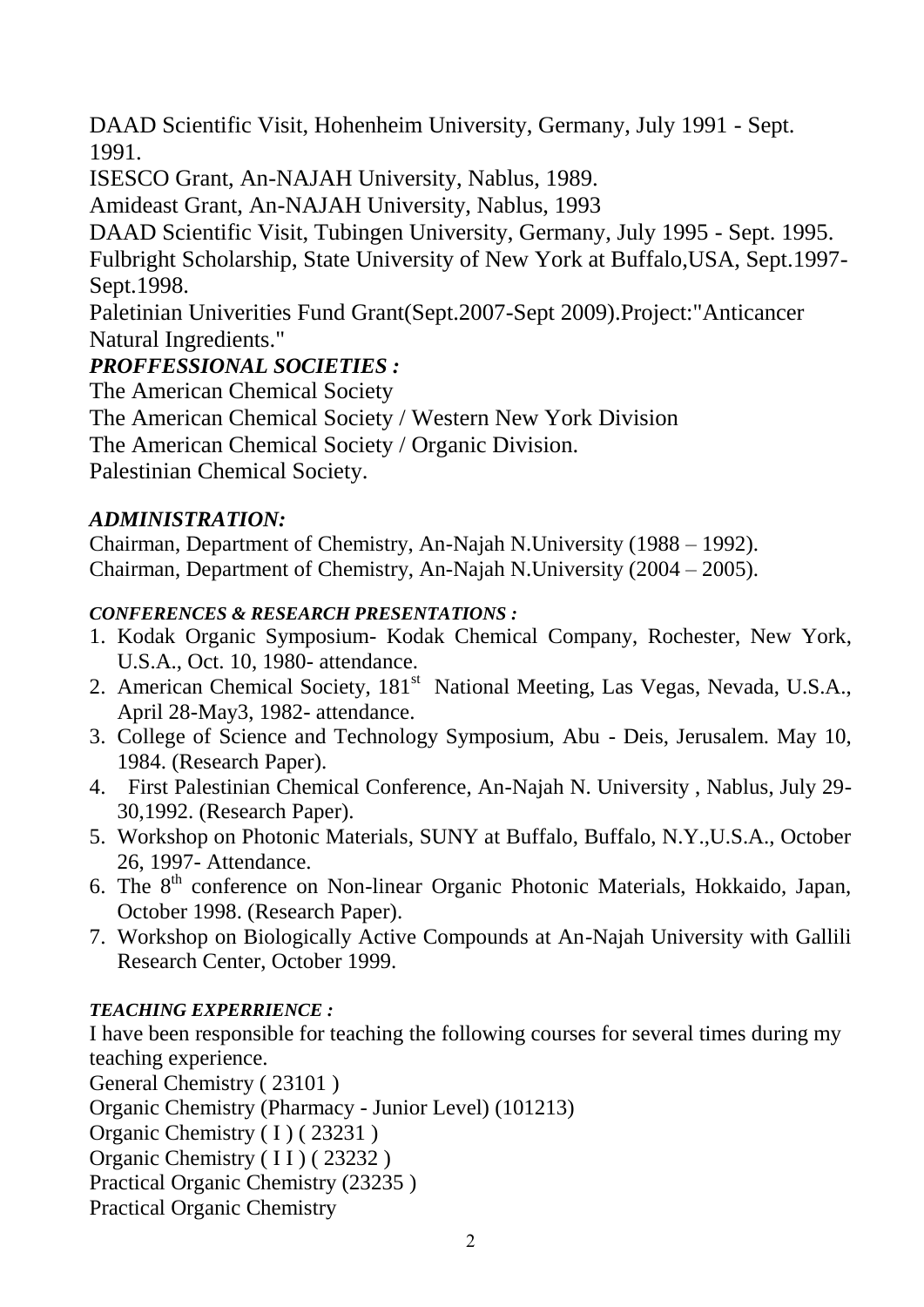DAAD Scientific Visit, Hohenheim University, Germany, July 1991 - Sept. 1991.

ISESCO Grant, An-NAJAH University, Nablus, 1989.

Amideast Grant, An-NAJAH University, Nablus, 1993

DAAD Scientific Visit, Tubingen University, Germany, July 1995 - Sept. 1995.

Fulbright Scholarship, State University of New York at Buffalo,USA, Sept.1997-Sept.1998.

Paletinian Univerities Fund Grant(Sept.2007-Sept 2009).Project:"Anticancer Natural Ingredients."

### *PROFFESSIONAL SOCIETIES :*

The American Chemical Society

The American Chemical Society / Western New York Division

The American Chemical Society / Organic Division.

Palestinian Chemical Society.

### *ADMINISTRATION:*

Chairman, Department of Chemistry, An-Najah N.University (1988 – 1992).

Chairman, Department of Chemistry, An-Najah N.University (2004 – 2005).

#### *CONFERENCES & RESEARCH PRESENTATIONS :*

1. Kodak Organic Symposium- Kodak Chemical Company, Rochester, New York, U.S.A., Oct. 10, 1980- attendance.
2. American Chemical Society, 181st National Meeting, Las Vegas, Nevada, U.S.A., April 28-May3, 1982- attendance.
3. College of Science and Technology Symposium, Abu - Deis, Jerusalem. May 10, 1984. (Research Paper).
4. First Palestinian Chemical Conference, An-Najah N. University , Nablus, July 29-30,1992. (Research Paper).
5. Workshop on Photonic Materials, SUNY at Buffalo, Buffalo, N.Y.,U.S.A., October 26, 1997- Attendance.
6. The 8th conference on Non-linear Organic Photonic Materials, Hokkaido, Japan, October 1998. (Research Paper).
7. Workshop on Biologically Active Compounds at An-Najah University with Gallili Research Center, October 1999.

#### *TEACHING EXPERRIENCE :*

I have been responsible for teaching the following courses for several times during my teaching experience.

General Chemistry ( 23101 )

Organic Chemistry (Pharmacy - Junior Level) (101213)

Organic Chemistry ( I ) ( 23231 )

Organic Chemistry ( I I ) ( 23232 )

Practical Organic Chemistry (23235 )

Practical Organic Chemistry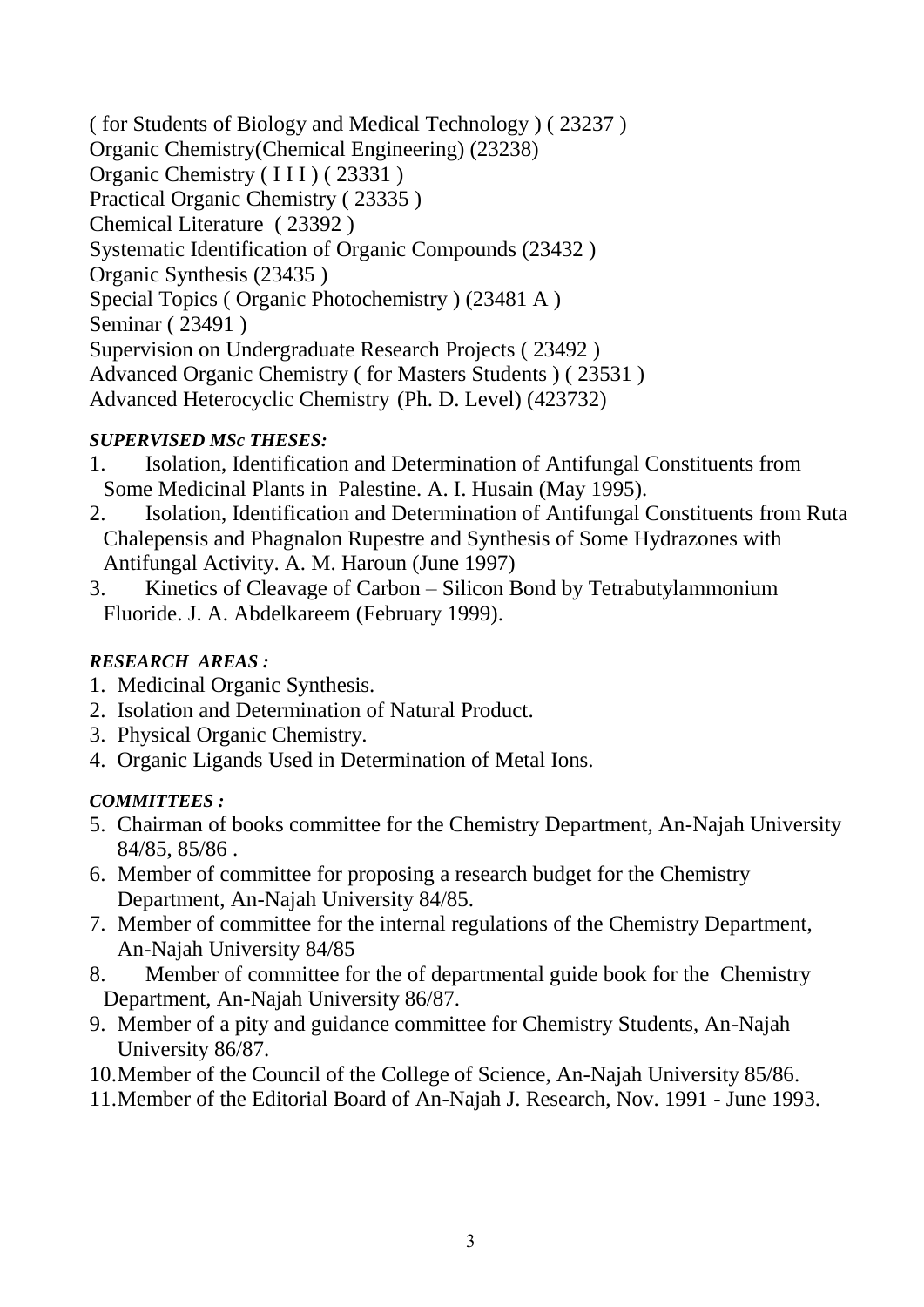( for Students of Biology and Medical Technology ) ( 23237 )
Organic Chemistry(Chemical Engineering) (23238)
Organic Chemistry ( I I I ) ( 23331 )
Practical Organic Chemistry ( 23335 )
Chemical Literature ( 23392 )
Systematic Identification of Organic Compounds (23432 )
Organic Synthesis (23435 )
Special Topics ( Organic Photochemistry ) (23481 A )
Seminar ( 23491 )
Supervision on Undergraduate Research Projects ( 23492 )
Advanced Organic Chemistry ( for Masters Students ) ( 23531 )
Advanced Heterocyclic Chemistry (Ph. D. Level) (423732)

***SUPERVISED MSc THESES:***

1. Isolation, Identification and Determination of Antifungal Constituents from Some Medicinal Plants in Palestine. A. I. Husain (May 1995).
2. Isolation, Identification and Determination of Antifungal Constituents from Ruta Chalepensis and Phagnalon Rupestre and Synthesis of Some Hydrazones with Antifungal Activity. A. M. Haroun (June 1997)
3. Kinetics of Cleavage of Carbon – Silicon Bond by Tetrabutylammonium Fluoride. J. A. Abdelkareem (February 1999).

***RESEARCH AREAS :***

1. Medicinal Organic Synthesis.
2. Isolation and Determination of Natural Product.
3. Physical Organic Chemistry.
4. Organic Ligands Used in Determination of Metal Ions.

***COMMITTEES :***

5. Chairman of books committee for the Chemistry Department, An-Najah University 84/85, 85/86 .
6. Member of committee for proposing a research budget for the Chemistry Department, An-Najah University 84/85.
7. Member of committee for the internal regulations of the Chemistry Department, An-Najah University 84/85
8. Member of committee for the of departmental guide book for the Chemistry Department, An-Najah University 86/87.
9. Member of a pity and guidance committee for Chemistry Students, An-Najah University 86/87.
10. Member of the Council of the College of Science, An-Najah University 85/86.
11. Member of the Editorial Board of An-Najah J. Research, Nov. 1991 - June 1993.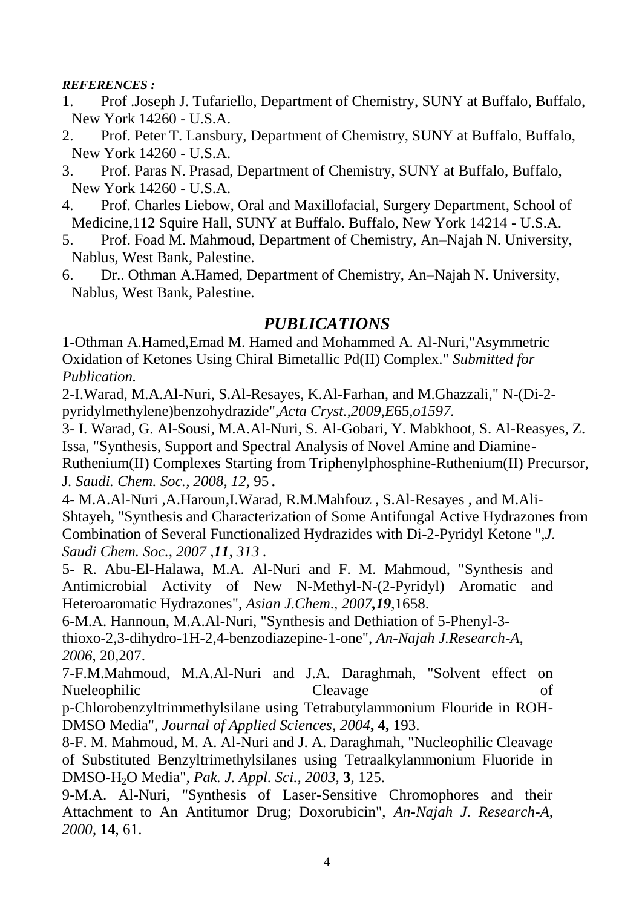***REFERENCES :***

1. Prof .Joseph J. Tufariello, Department of Chemistry, SUNY at Buffalo, Buffalo, New York 14260 - U.S.A.
2. Prof. Peter T. Lansbury, Department of Chemistry, SUNY at Buffalo, Buffalo, New York 14260 - U.S.A.
3. Prof. Paras N. Prasad, Department of Chemistry, SUNY at Buffalo, Buffalo, New York 14260 - U.S.A.
4. Prof. Charles Liebow, Oral and Maxillofacial, Surgery Department, School of Medicine,112 Squire Hall, SUNY at Buffalo. Buffalo, New York 14214 - U.S.A.
5. Prof. Foad M. Mahmoud, Department of Chemistry, An–Najah N. University, Nablus, West Bank, Palestine.
6. Dr.. Othman A.Hamed, Department of Chemistry, An–Najah N. University, Nablus, West Bank, Palestine.

## *PUBLICATIONS*

1-Othman A.Hamed,Emad M. Hamed and Mohammed A. Al-Nuri,"Asymmetric Oxidation of Ketones Using Chiral Bimetallic Pd(II) Complex." *Submitted for Publication.*

2-I.Warad, M.A.Al-Nuri, S.Al-Resayes, K.Al-Farhan, and M.Ghazzali," N-(Di-2-pyridylmethylene)benzohydrazide",*Acta Cryst.,2009,E*65*,o1597.*

3- I. Warad, G. Al-Sousi, M.A.Al-Nuri, S. Al-Gobari, Y. Mabkhoot, S. Al-Reasyes, Z. Issa, "Synthesis, Support and Spectral Analysis of Novel Amine and Diamine-Ruthenium(II) Complexes Starting from Triphenylphosphine-Ruthenium(II) Precursor, J*. Saudi. Chem. Soc.*, *2008*, *12*, 95 **.**

4- M.A.Al-Nuri ,A.Haroun,I.Warad, R.M.Mahfouz , S.Al-Resayes , and M.Ali-Shtayeh, "Synthesis and Characterization of Some Antifungal Active Hydrazones from Combination of Several Functionalized Hydrazides with Di-2-Pyridyl Ketone ",*J. Saudi Chem. Soc., 2007 ,**11**, 313* .

5- R. Abu-El-Halawa, M.A. Al-Nuri and F. M. Mahmoud, "Synthesis and Antimicrobial Activity of New N-Methyl-N-(2-Pyridyl) Aromatic and Heteroaromatic Hydrazones", *Asian J.Chem*., *2007**,19***,1658.

6-M.A. Hannoun, M.A.Al-Nuri, "Synthesis and Dethiation of 5-Phenyl-3-thioxo-2,3-dihydro-1H-2,4-benzodiazepine-1-one", *An-Najah J.Research-A*, *2006*, 20,207.

7-F.M.Mahmoud, M.A.Al-Nuri and J.A. Daraghmah, "Solvent effect on Nueleophilic Cleavage of p-Chlorobenzyltrimmethylsilane using Tetrabutylammonium Flouride in ROH-DMSO Media", *Journal of Applied Sciences*, *2004***, 4,** 193.

8-F. M. Mahmoud, M. A. Al-Nuri and J. A. Daraghmah, "Nucleophilic Cleavage of Substituted Benzyltrimethylsilanes using Tetraalkylammonium Fluoride in DMSO-$H_2O$ Media", *Pak. J. Appl. Sci., 2003*, **3**, 125.

9-M.A. Al-Nuri, "Synthesis of Laser-Sensitive Chromophores and their Attachment to An Antitumor Drug; Doxorubicin", *An-Najah J. Research-A, 2000*, **14**, 61.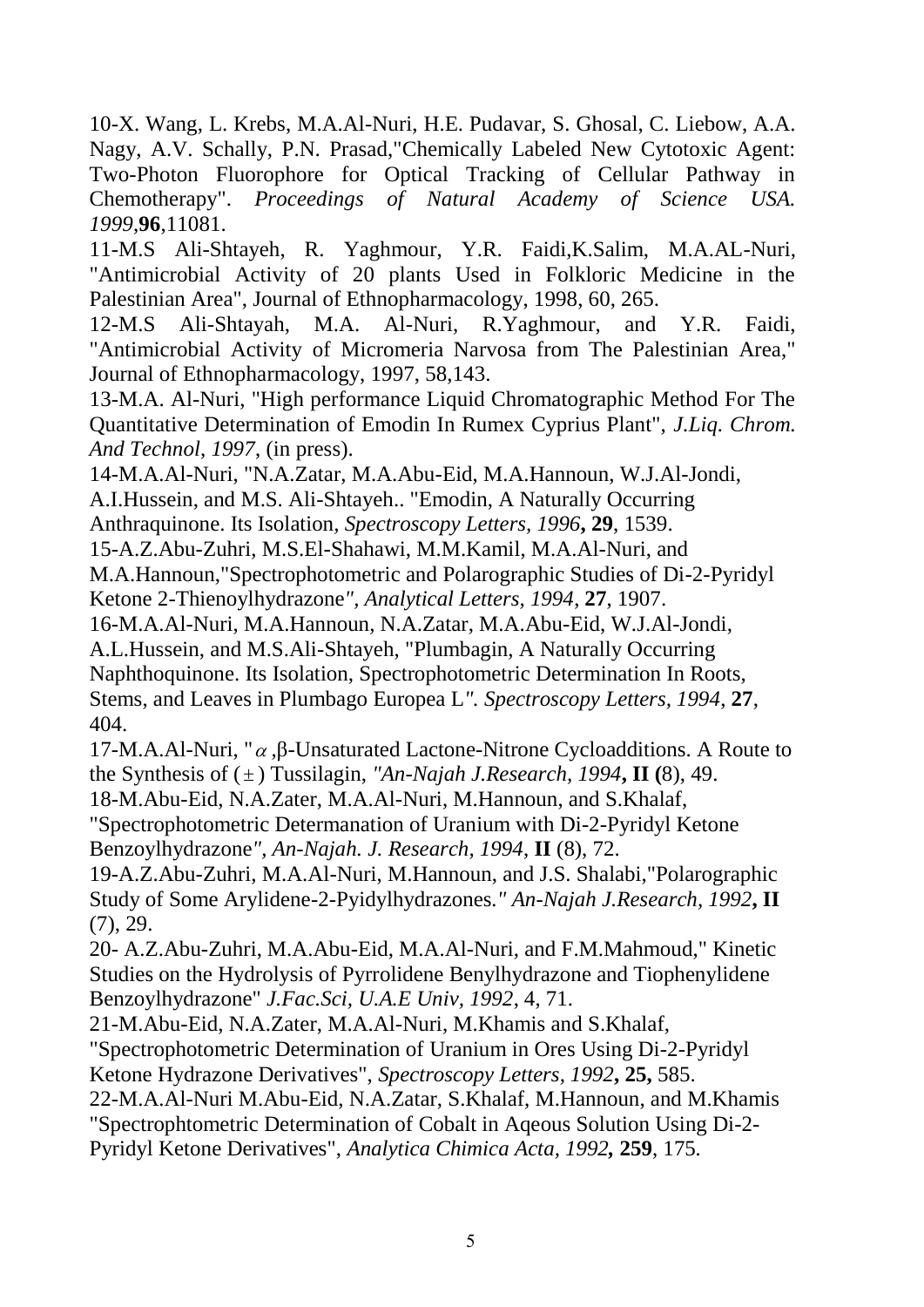10-X. Wang, L. Krebs, M.A.Al-Nuri, H.E. Pudavar, S. Ghosal, C. Liebow, A.A. Nagy, A.V. Schally, P.N. Prasad,"Chemically Labeled New Cytotoxic Agent: Two-Photon Fluorophore for Optical Tracking of Cellular Pathway in Chemotherapy". *Proceedings of Natural Academy of Science USA. 1999*,**96**,11081.

11-M.S Ali-Shtayeh, R. Yaghmour, Y.R. Faidi,K.Salim, M.A.AL-Nuri, "Antimicrobial Activity of 20 plants Used in Folkloric Medicine in the Palestinian Area", Journal of Ethnopharmacology, 1998, 60, 265.

12-M.S Ali-Shtayah, M.A. Al-Nuri, R.Yaghmour, and Y.R. Faidi, "Antimicrobial Activity of Micromeria Narvosa from The Palestinian Area," Journal of Ethnopharmacology, 1997, 58,143.

13-M.A. Al-Nuri, "High performance Liquid Chromatographic Method For The Quantitative Determination of Emodin In Rumex Cyprius Plant", *J.Liq. Chrom. And Technol, 1997*, (in press).

14-M.A.Al-Nuri, "N.A.Zatar, M.A.Abu-Eid, M.A.Hannoun, W.J.Al-Jondi, A.I.Hussein, and M.S. Ali-Shtayeh.. "Emodin, A Naturally Occurring Anthraquinone. Its Isolation, *Spectroscopy Letters, 1996***, 29**, 1539.

15-A.Z.Abu-Zuhri, M.S.El-Shahawi, M.M.Kamil, M.A.Al-Nuri, and M.A.Hannoun,"Spectrophotometric and Polarographic Studies of Di-2-Pyridyl Ketone 2-Thienoylhydrazone*", Analytical Letters, 1994*, **27**, 1907.

16-M.A.Al-Nuri, M.A.Hannoun, N.A.Zatar, M.A.Abu-Eid, W.J.Al-Jondi, A.L.Hussein, and M.S.Ali-Shtayeh, "Plumbagin, A Naturally Occurring Naphthoquinone. Its Isolation, Spectrophotometric Determination In Roots, Stems, and Leaves in Plumbago Europea L*". Spectroscopy Letters, 1994*, **27**, 404.

17-M.A.Al-Nuri, "$\alpha$,β-Unsaturated Lactone-Nitrone Cycloadditions. A Route to the Synthesis of ($\pm$) Tussilagin, *"An-Najah J.Research, 1994***, II (**8), 49.

18-M.Abu-Eid, N.A.Zater, M.A.Al-Nuri, M.Hannoun, and S.Khalaf, "Spectrophotometric Determanation of Uranium with Di-2-Pyridyl Ketone Benzoylhydrazone*", An-Najah. J. Research, 1994*, **II** (8), 72.

19-A.Z.Abu-Zuhri, M.A.Al-Nuri, M.Hannoun, and J.S. Shalabi,"Polarographic Study of Some Arylidene-2-Pyidylhydrazones.*" An-Najah J.Research, 1992***, II** (7), 29.

20- A.Z.Abu-Zuhri, M.A.Abu-Eid, M.A.Al-Nuri, and F.M.Mahmoud," Kinetic Studies on the Hydrolysis of Pyrrolidene Benylhydrazone and Tiophenylidene Benzoylhydrazone" *J.Fac.Sci, U.A.E Univ, 1992*, 4, 71.

21-M.Abu-Eid, N.A.Zater, M.A.Al-Nuri, M.Khamis and S.Khalaf, "Spectrophotometric Determination of Uranium in Ores Using Di-2-Pyridyl Ketone Hydrazone Derivatives", *Spectroscopy Letters, 1992***, 25,** 585.

22-M.A.Al-Nuri M.Abu-Eid, N.A.Zatar, S.Khalaf, M.Hannoun, and M.Khamis "Spectrophtometric Determination of Cobalt in Aqeous Solution Using Di-2-Pyridyl Ketone Derivatives", *Analytica Chimica Acta, 1992***, 259**, 175.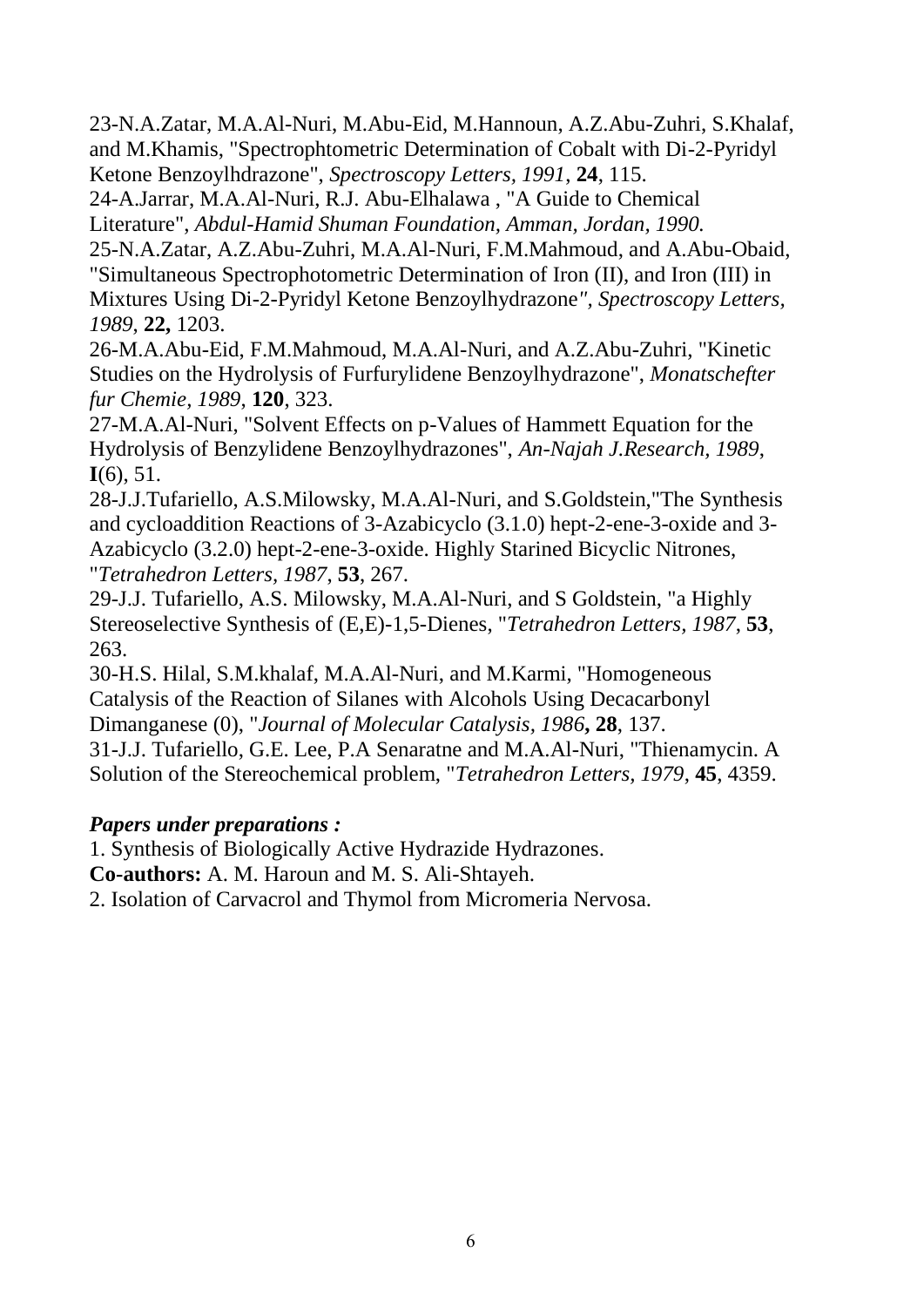23-N.A.Zatar, M.A.Al-Nuri, M.Abu-Eid, M.Hannoun, A.Z.Abu-Zuhri, S.Khalaf, and M.Khamis, "Spectrophtometric Determination of Cobalt with Di-2-Pyridyl Ketone Benzoylhdrazone", *Spectroscopy Letters, 1991*, **24**, 115.

24-A.Jarrar, M.A.Al-Nuri, R.J. Abu-Elhalawa , "A Guide to Chemical Literature", *Abdul-Hamid Shuman Foundation, Amman, Jordan, 1990.*

25-N.A.Zatar, A.Z.Abu-Zuhri, M.A.Al-Nuri, F.M.Mahmoud, and A.Abu-Obaid, "Simultaneous Spectrophotometric Determination of Iron (II), and Iron (III) in Mixtures Using Di-2-Pyridyl Ketone Benzoylhydrazone*", Spectroscopy Letters, 1989*, **22,** 1203.

26-M.A.Abu-Eid, F.M.Mahmoud, M.A.Al-Nuri, and A.Z.Abu-Zuhri, "Kinetic Studies on the Hydrolysis of Furfurylidene Benzoylhydrazone", *Monatschefter fur Chemie, 1989*, **120**, 323.

27-M.A.Al-Nuri, "Solvent Effects on p-Values of Hammett Equation for the Hydrolysis of Benzylidene Benzoylhydrazones", *An-Najah J.Research, 1989*, **I**(6), 51.

28-J.J.Tufariello, A.S.Milowsky, M.A.Al-Nuri, and S.Goldstein,"The Synthesis and cycloaddition Reactions of 3-Azabicyclo (3.1.0) hept-2-ene-3-oxide and 3-Azabicyclo (3.2.0) hept-2-ene-3-oxide. Highly Starined Bicyclic Nitrones, "*Tetrahedron Letters, 1987*, **53**, 267.

29-J.J. Tufariello, A.S. Milowsky, M.A.Al-Nuri, and S Goldstein, "a Highly Stereoselective Synthesis of (E,E)-1,5-Dienes, "*Tetrahedron Letters, 1987*, **53**, 263.

30-H.S. Hilal, S.M.khalaf, M.A.Al-Nuri, and M.Karmi, "Homogeneous Catalysis of the Reaction of Silanes with Alcohols Using Decacarbonyl Dimanganese (0), "*Journal of Molecular Catalysis, 1986***,** **28**, 137.

31-J.J. Tufariello, G.E. Lee, P.A Senaratne and M.A.Al-Nuri, "Thienamycin. A Solution of the Stereochemical problem, "*Tetrahedron Letters, 1979*, **45**, 4359.

***Papers under preparations :***

1. Synthesis of Biologically Active Hydrazide Hydrazones.

**Co-authors:** A. M. Haroun and M. S. Ali-Shtayeh.

2. Isolation of Carvacrol and Thymol from Micromeria Nervosa.